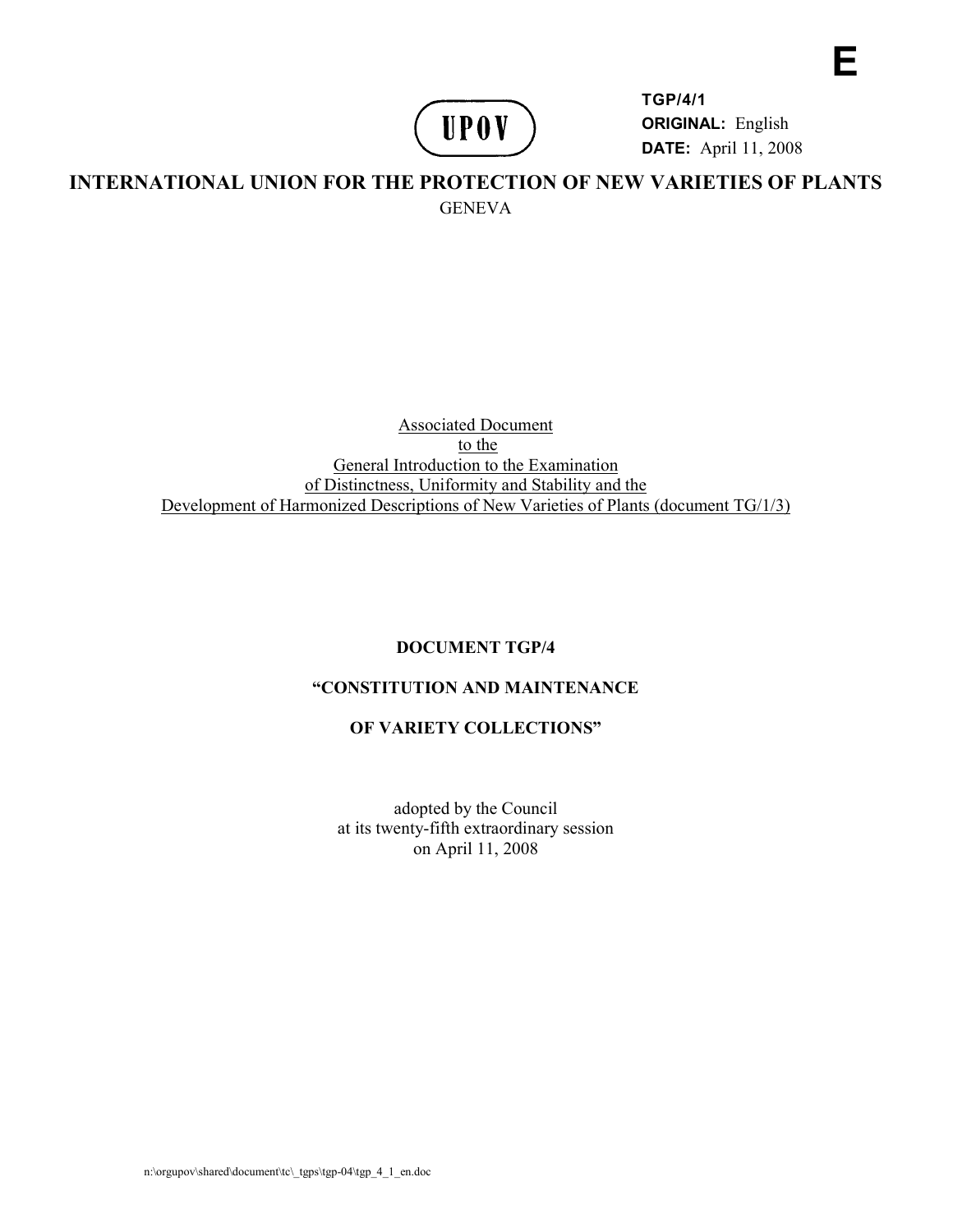E

UPOV

**TGP/4/1**
**ORIGINAL:** English
**DATE:** April 11, 2008

# INTERNATIONAL UNION FOR THE PROTECTION OF NEW VARIETIES OF PLANTS

GENEVA

Associated Document
to the
General Introduction to the Examination
of Distinctness, Uniformity and Stability and the
Development of Harmonized Descriptions of New Varieties of Plants (document TG/1/3)

## DOCUMENT TGP/4

## "CONSTITUTION AND MAINTENANCE

## OF VARIETY COLLECTIONS"

adopted by the Council
at its twenty-fifth extraordinary session
on April 11, 2008

n:\orgupov\shared\document\tc\_tgps\tgp-04\tgp_4_1_en.doc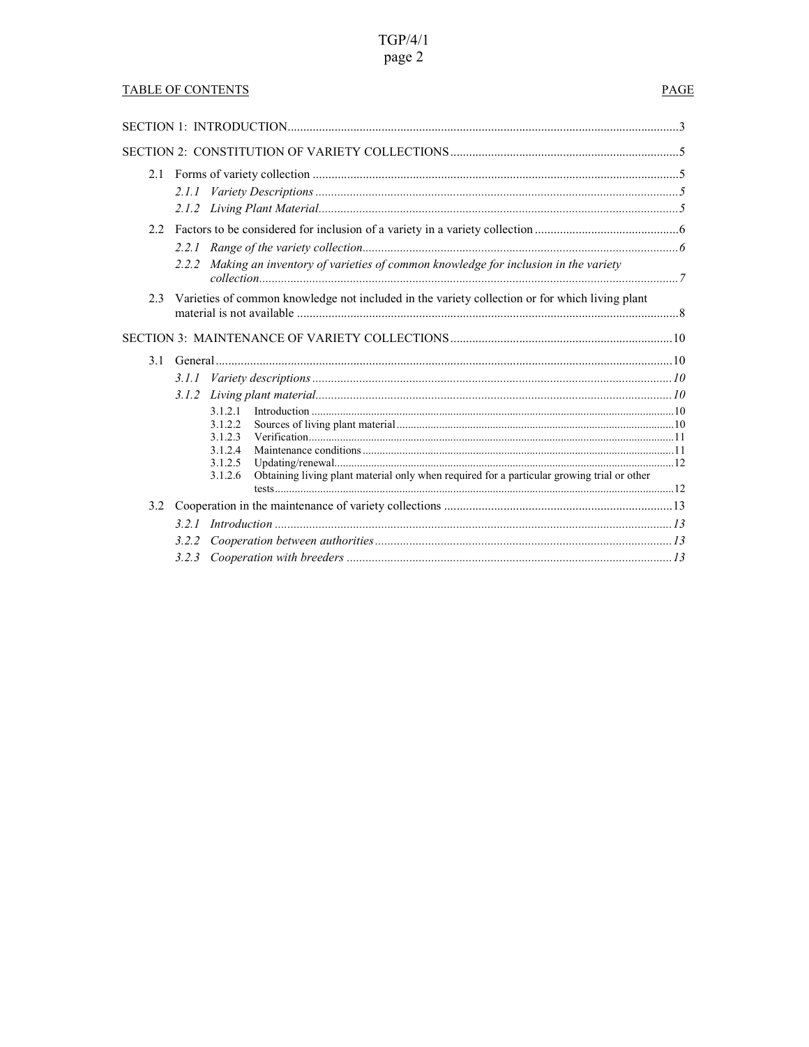TABLE OF CONTENTS — PAGE

SECTION 1: INTRODUCTION ... 3

SECTION 2: CONSTITUTION OF VARIETY COLLECTIONS ... 5

- 2.1 Forms of variety collection ... 5
  - *2.1.1 Variety Descriptions* ... *5*
  - *2.1.2 Living Plant Material* ... *5*
- 2.2 Factors to be considered for inclusion of a variety in a variety collection ... 6
  - *2.2.1 Range of the variety collection* ... *6*
  - *2.2.2 Making an inventory of varieties of common knowledge for inclusion in the variety collection* ... *7*
- 2.3 Varieties of common knowledge not included in the variety collection or for which living plant material is not available ... 8

SECTION 3: MAINTENANCE OF VARIETY COLLECTIONS ... 10

- 3.1 General ... 10
  - *3.1.1 Variety descriptions* ... *10*
  - *3.1.2 Living plant material* ... *10*
    - 3.1.2.1 Introduction ... 10
    - 3.1.2.2 Sources of living plant material ... 10
    - 3.1.2.3 Verification ... 11
    - 3.1.2.4 Maintenance conditions ... 11
    - 3.1.2.5 Updating/renewal ... 12
    - 3.1.2.6 Obtaining living plant material only when required for a particular growing trial or other tests ... 12
- 3.2 Cooperation in the maintenance of variety collections ... 13
  - *3.2.1 Introduction* ... *13*
  - *3.2.2 Cooperation between authorities* ... *13*
  - *3.2.3 Cooperation with breeders* ... *13*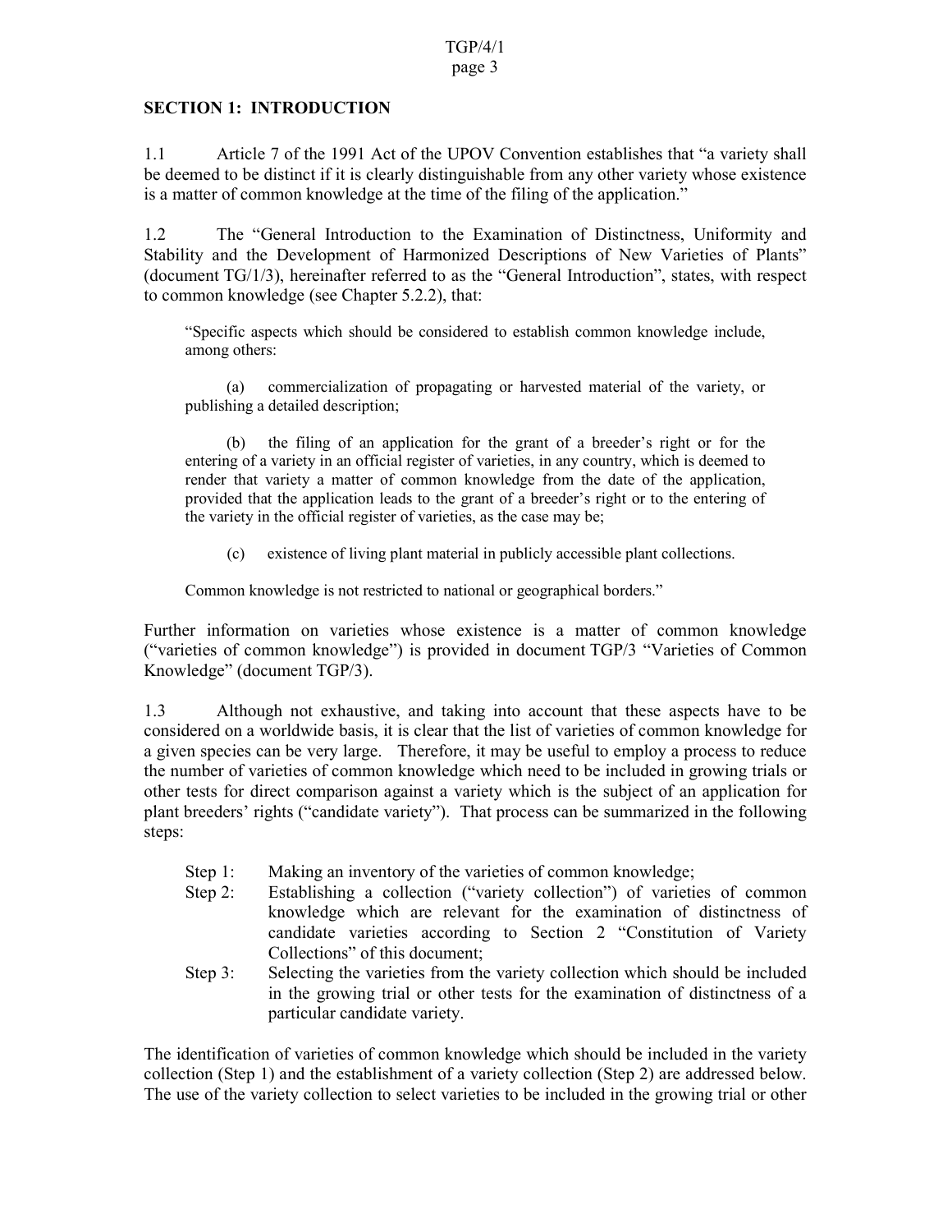## SECTION 1: INTRODUCTION

1.1 Article 7 of the 1991 Act of the UPOV Convention establishes that "a variety shall be deemed to be distinct if it is clearly distinguishable from any other variety whose existence is a matter of common knowledge at the time of the filing of the application."

1.2 The "General Introduction to the Examination of Distinctness, Uniformity and Stability and the Development of Harmonized Descriptions of New Varieties of Plants" (document TG/1/3), hereinafter referred to as the "General Introduction", states, with respect to common knowledge (see Chapter 5.2.2), that:

> "Specific aspects which should be considered to establish common knowledge include, among others:
>
> (a) commercialization of propagating or harvested material of the variety, or publishing a detailed description;
>
> (b) the filing of an application for the grant of a breeder's right or for the entering of a variety in an official register of varieties, in any country, which is deemed to render that variety a matter of common knowledge from the date of the application, provided that the application leads to the grant of a breeder's right or to the entering of the variety in the official register of varieties, as the case may be;
>
> (c) existence of living plant material in publicly accessible plant collections.
>
> Common knowledge is not restricted to national or geographical borders."

Further information on varieties whose existence is a matter of common knowledge ("varieties of common knowledge") is provided in document TGP/3 "Varieties of Common Knowledge" (document TGP/3).

1.3 Although not exhaustive, and taking into account that these aspects have to be considered on a worldwide basis, it is clear that the list of varieties of common knowledge for a given species can be very large. Therefore, it may be useful to employ a process to reduce the number of varieties of common knowledge which need to be included in growing trials or other tests for direct comparison against a variety which is the subject of an application for plant breeders' rights ("candidate variety"). That process can be summarized in the following steps:

- Step 1: Making an inventory of the varieties of common knowledge;
- Step 2: Establishing a collection ("variety collection") of varieties of common knowledge which are relevant for the examination of distinctness of candidate varieties according to Section 2 "Constitution of Variety Collections" of this document;
- Step 3: Selecting the varieties from the variety collection which should be included in the growing trial or other tests for the examination of distinctness of a particular candidate variety.

The identification of varieties of common knowledge which should be included in the variety collection (Step 1) and the establishment of a variety collection (Step 2) are addressed below. The use of the variety collection to select varieties to be included in the growing trial or other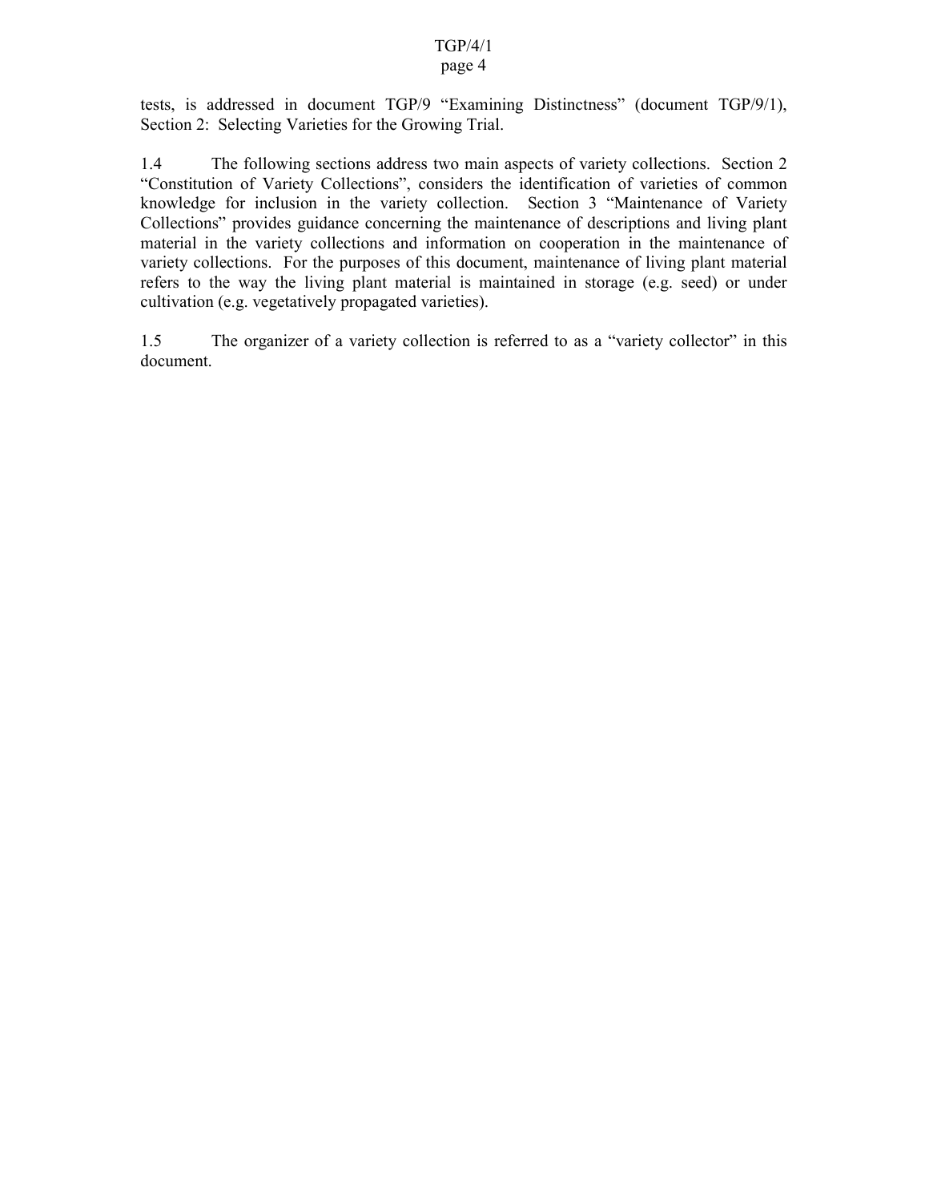tests, is addressed in document TGP/9 "Examining Distinctness" (document TGP/9/1), Section 2: Selecting Varieties for the Growing Trial.

1.4 The following sections address two main aspects of variety collections. Section 2 "Constitution of Variety Collections", considers the identification of varieties of common knowledge for inclusion in the variety collection. Section 3 "Maintenance of Variety Collections" provides guidance concerning the maintenance of descriptions and living plant material in the variety collections and information on cooperation in the maintenance of variety collections. For the purposes of this document, maintenance of living plant material refers to the way the living plant material is maintained in storage (e.g. seed) or under cultivation (e.g. vegetatively propagated varieties).

1.5 The organizer of a variety collection is referred to as a "variety collector" in this document.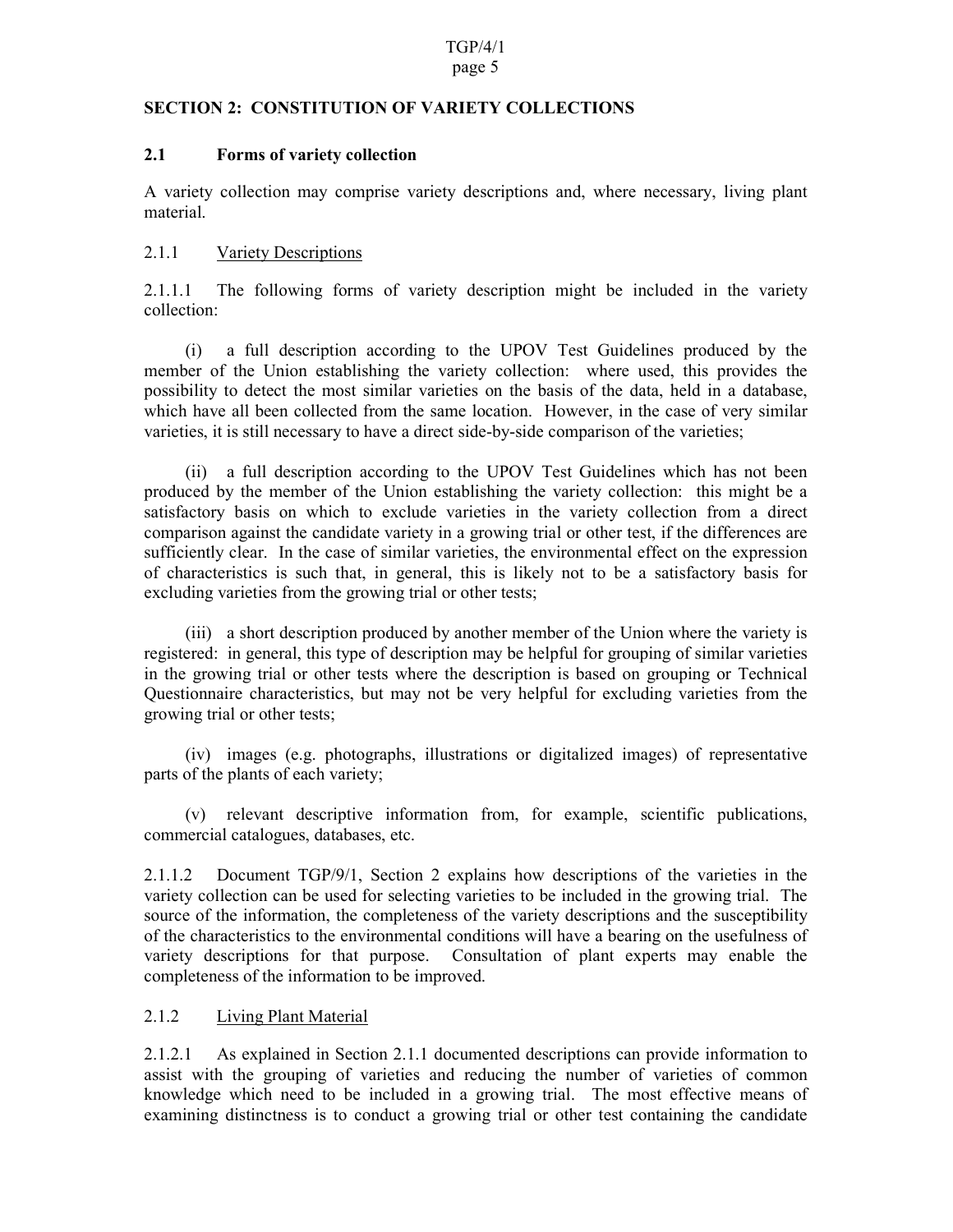## SECTION 2: CONSTITUTION OF VARIETY COLLECTIONS

### 2.1 Forms of variety collection

A variety collection may comprise variety descriptions and, where necessary, living plant material.

#### 2.1.1 Variety Descriptions

2.1.1.1 The following forms of variety description might be included in the variety collection:

(i) a full description according to the UPOV Test Guidelines produced by the member of the Union establishing the variety collection: where used, this provides the possibility to detect the most similar varieties on the basis of the data, held in a database, which have all been collected from the same location. However, in the case of very similar varieties, it is still necessary to have a direct side-by-side comparison of the varieties;

(ii) a full description according to the UPOV Test Guidelines which has not been produced by the member of the Union establishing the variety collection: this might be a satisfactory basis on which to exclude varieties in the variety collection from a direct comparison against the candidate variety in a growing trial or other test, if the differences are sufficiently clear. In the case of similar varieties, the environmental effect on the expression of characteristics is such that, in general, this is likely not to be a satisfactory basis for excluding varieties from the growing trial or other tests;

(iii) a short description produced by another member of the Union where the variety is registered: in general, this type of description may be helpful for grouping of similar varieties in the growing trial or other tests where the description is based on grouping or Technical Questionnaire characteristics, but may not be very helpful for excluding varieties from the growing trial or other tests;

(iv) images (e.g. photographs, illustrations or digitalized images) of representative parts of the plants of each variety;

(v) relevant descriptive information from, for example, scientific publications, commercial catalogues, databases, etc.

2.1.1.2 Document TGP/9/1, Section 2 explains how descriptions of the varieties in the variety collection can be used for selecting varieties to be included in the growing trial. The source of the information, the completeness of the variety descriptions and the susceptibility of the characteristics to the environmental conditions will have a bearing on the usefulness of variety descriptions for that purpose. Consultation of plant experts may enable the completeness of the information to be improved.

#### 2.1.2 Living Plant Material

2.1.2.1 As explained in Section 2.1.1 documented descriptions can provide information to assist with the grouping of varieties and reducing the number of varieties of common knowledge which need to be included in a growing trial. The most effective means of examining distinctness is to conduct a growing trial or other test containing the candidate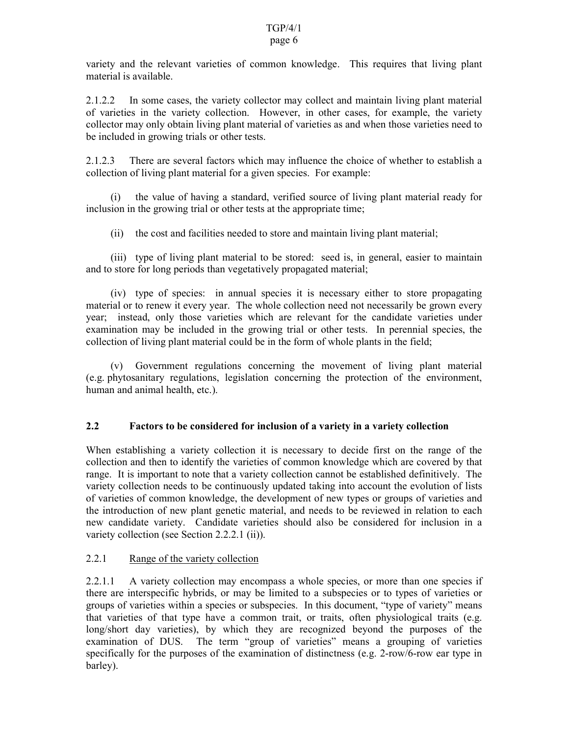variety and the relevant varieties of common knowledge. This requires that living plant material is available.

2.1.2.2 In some cases, the variety collector may collect and maintain living plant material of varieties in the variety collection. However, in other cases, for example, the variety collector may only obtain living plant material of varieties as and when those varieties need to be included in growing trials or other tests.

2.1.2.3 There are several factors which may influence the choice of whether to establish a collection of living plant material for a given species. For example:

(i) the value of having a standard, verified source of living plant material ready for inclusion in the growing trial or other tests at the appropriate time;

(ii) the cost and facilities needed to store and maintain living plant material;

(iii) type of living plant material to be stored: seed is, in general, easier to maintain and to store for long periods than vegetatively propagated material;

(iv) type of species: in annual species it is necessary either to store propagating material or to renew it every year. The whole collection need not necessarily be grown every year; instead, only those varieties which are relevant for the candidate varieties under examination may be included in the growing trial or other tests. In perennial species, the collection of living plant material could be in the form of whole plants in the field;

(v) Government regulations concerning the movement of living plant material (e.g. phytosanitary regulations, legislation concerning the protection of the environment, human and animal health, etc.).

## 2.2 Factors to be considered for inclusion of a variety in a variety collection

When establishing a variety collection it is necessary to decide first on the range of the collection and then to identify the varieties of common knowledge which are covered by that range. It is important to note that a variety collection cannot be established definitively. The variety collection needs to be continuously updated taking into account the evolution of lists of varieties of common knowledge, the development of new types or groups of varieties and the introduction of new plant genetic material, and needs to be reviewed in relation to each new candidate variety. Candidate varieties should also be considered for inclusion in a variety collection (see Section 2.2.2.1 (ii)).

### 2.2.1 Range of the variety collection

2.2.1.1 A variety collection may encompass a whole species, or more than one species if there are interspecific hybrids, or may be limited to a subspecies or to types of varieties or groups of varieties within a species or subspecies. In this document, "type of variety" means that varieties of that type have a common trait, or traits, often physiological traits (e.g. long/short day varieties), by which they are recognized beyond the purposes of the examination of DUS. The term "group of varieties" means a grouping of varieties specifically for the purposes of the examination of distinctness (e.g. 2-row/6-row ear type in barley).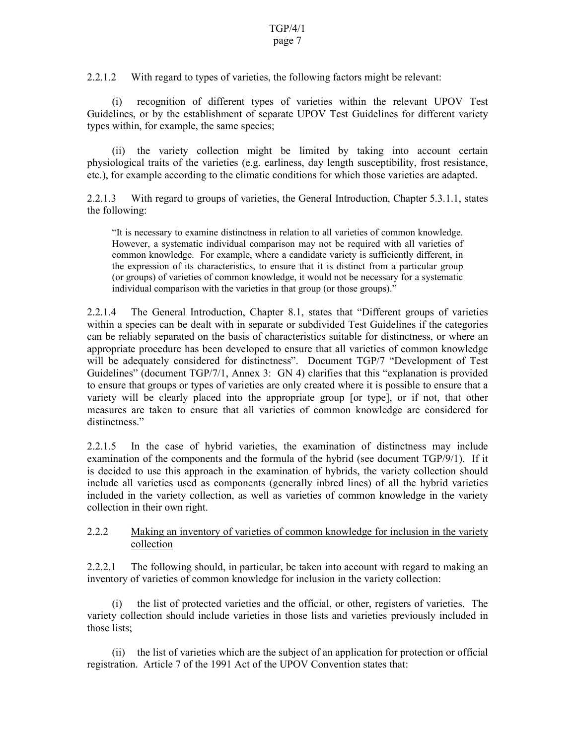2.2.1.2 With regard to types of varieties, the following factors might be relevant:

(i) recognition of different types of varieties within the relevant UPOV Test Guidelines, or by the establishment of separate UPOV Test Guidelines for different variety types within, for example, the same species;

(ii) the variety collection might be limited by taking into account certain physiological traits of the varieties (e.g. earliness, day length susceptibility, frost resistance, etc.), for example according to the climatic conditions for which those varieties are adapted.

2.2.1.3 With regard to groups of varieties, the General Introduction, Chapter 5.3.1.1, states the following:

> "It is necessary to examine distinctness in relation to all varieties of common knowledge. However, a systematic individual comparison may not be required with all varieties of common knowledge. For example, where a candidate variety is sufficiently different, in the expression of its characteristics, to ensure that it is distinct from a particular group (or groups) of varieties of common knowledge, it would not be necessary for a systematic individual comparison with the varieties in that group (or those groups)."

2.2.1.4 The General Introduction, Chapter 8.1, states that "Different groups of varieties within a species can be dealt with in separate or subdivided Test Guidelines if the categories can be reliably separated on the basis of characteristics suitable for distinctness, or where an appropriate procedure has been developed to ensure that all varieties of common knowledge will be adequately considered for distinctness". Document TGP/7 "Development of Test Guidelines" (document TGP/7/1, Annex 3: GN 4) clarifies that this "explanation is provided to ensure that groups or types of varieties are only created where it is possible to ensure that a variety will be clearly placed into the appropriate group [or type], or if not, that other measures are taken to ensure that all varieties of common knowledge are considered for distinctness."

2.2.1.5 In the case of hybrid varieties, the examination of distinctness may include examination of the components and the formula of the hybrid (see document TGP/9/1). If it is decided to use this approach in the examination of hybrids, the variety collection should include all varieties used as components (generally inbred lines) of all the hybrid varieties included in the variety collection, as well as varieties of common knowledge in the variety collection in their own right.

### 2.2.2 Making an inventory of varieties of common knowledge for inclusion in the variety collection

2.2.2.1 The following should, in particular, be taken into account with regard to making an inventory of varieties of common knowledge for inclusion in the variety collection:

(i) the list of protected varieties and the official, or other, registers of varieties. The variety collection should include varieties in those lists and varieties previously included in those lists;

(ii) the list of varieties which are the subject of an application for protection or official registration. Article 7 of the 1991 Act of the UPOV Convention states that: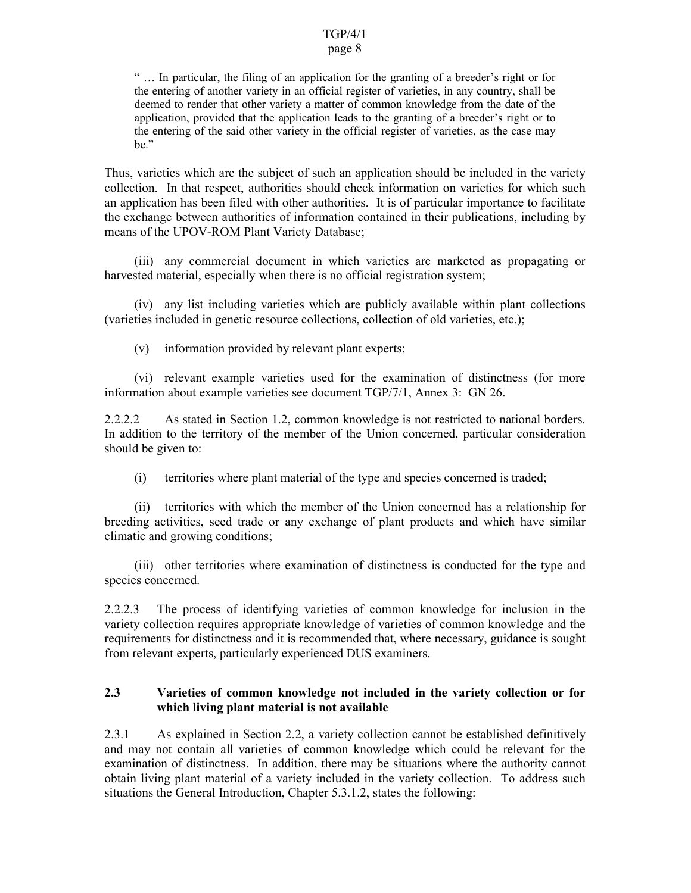> " … In particular, the filing of an application for the granting of a breeder's right or for the entering of another variety in an official register of varieties, in any country, shall be deemed to render that other variety a matter of common knowledge from the date of the application, provided that the application leads to the granting of a breeder's right or to the entering of the said other variety in the official register of varieties, as the case may be."

Thus, varieties which are the subject of such an application should be included in the variety collection. In that respect, authorities should check information on varieties for which such an application has been filed with other authorities. It is of particular importance to facilitate the exchange between authorities of information contained in their publications, including by means of the UPOV-ROM Plant Variety Database;

(iii) any commercial document in which varieties are marketed as propagating or harvested material, especially when there is no official registration system;

(iv) any list including varieties which are publicly available within plant collections (varieties included in genetic resource collections, collection of old varieties, etc.);

(v) information provided by relevant plant experts;

(vi) relevant example varieties used for the examination of distinctness (for more information about example varieties see document TGP/7/1, Annex 3: GN 26.

2.2.2.2 As stated in Section 1.2, common knowledge is not restricted to national borders. In addition to the territory of the member of the Union concerned, particular consideration should be given to:

(i) territories where plant material of the type and species concerned is traded;

(ii) territories with which the member of the Union concerned has a relationship for breeding activities, seed trade or any exchange of plant products and which have similar climatic and growing conditions;

(iii) other territories where examination of distinctness is conducted for the type and species concerned.

2.2.2.3 The process of identifying varieties of common knowledge for inclusion in the variety collection requires appropriate knowledge of varieties of common knowledge and the requirements for distinctness and it is recommended that, where necessary, guidance is sought from relevant experts, particularly experienced DUS examiners.

### 2.3 Varieties of common knowledge not included in the variety collection or for which living plant material is not available

2.3.1 As explained in Section 2.2, a variety collection cannot be established definitively and may not contain all varieties of common knowledge which could be relevant for the examination of distinctness. In addition, there may be situations where the authority cannot obtain living plant material of a variety included in the variety collection. To address such situations the General Introduction, Chapter 5.3.1.2, states the following: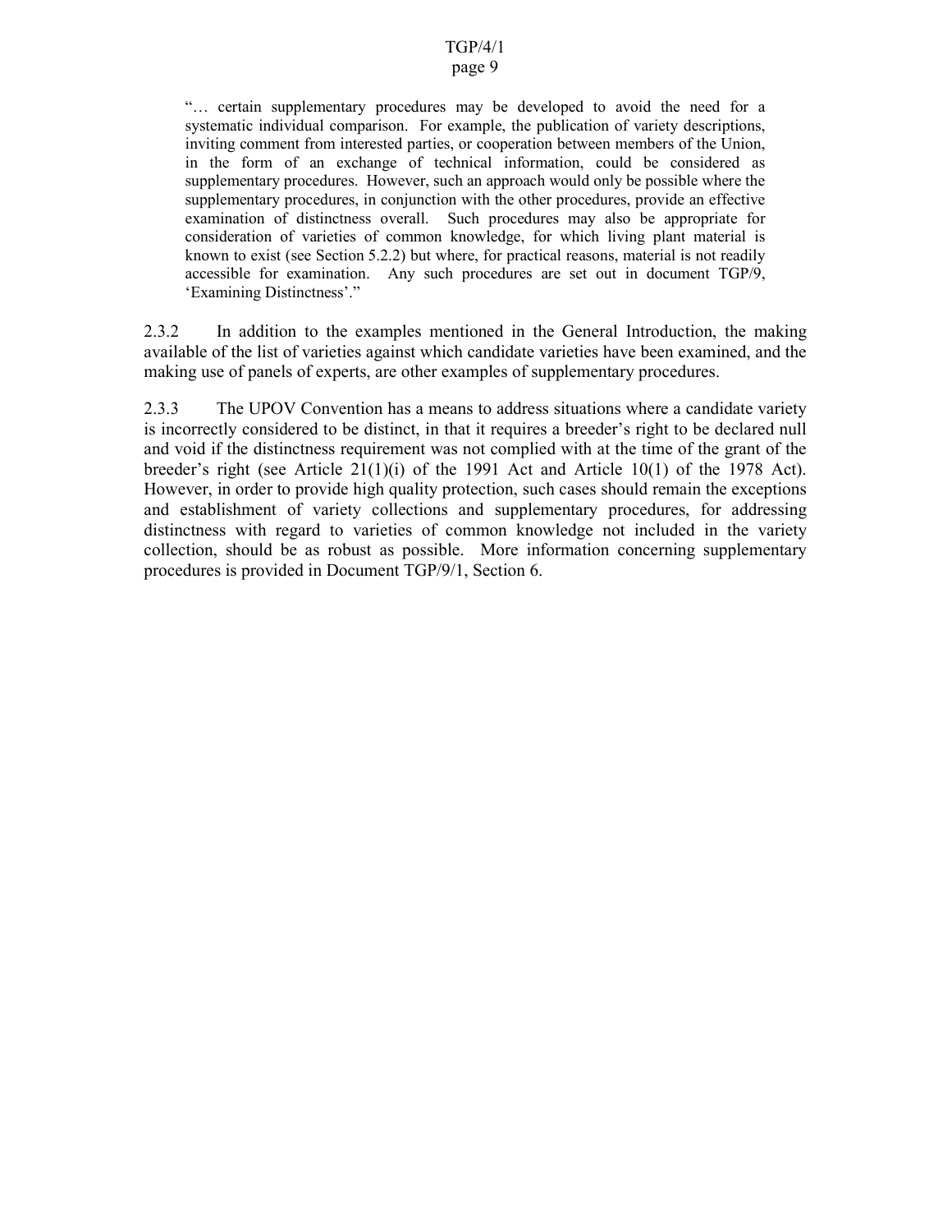> "… certain supplementary procedures may be developed to avoid the need for a systematic individual comparison. For example, the publication of variety descriptions, inviting comment from interested parties, or cooperation between members of the Union, in the form of an exchange of technical information, could be considered as supplementary procedures. However, such an approach would only be possible where the supplementary procedures, in conjunction with the other procedures, provide an effective examination of distinctness overall. Such procedures may also be appropriate for consideration of varieties of common knowledge, for which living plant material is known to exist (see Section 5.2.2) but where, for practical reasons, material is not readily accessible for examination. Any such procedures are set out in document TGP/9, 'Examining Distinctness'."

2.3.2 In addition to the examples mentioned in the General Introduction, the making available of the list of varieties against which candidate varieties have been examined, and the making use of panels of experts, are other examples of supplementary procedures.

2.3.3 The UPOV Convention has a means to address situations where a candidate variety is incorrectly considered to be distinct, in that it requires a breeder's right to be declared null and void if the distinctness requirement was not complied with at the time of the grant of the breeder's right (see Article 21(1)(i) of the 1991 Act and Article 10(1) of the 1978 Act). However, in order to provide high quality protection, such cases should remain the exceptions and establishment of variety collections and supplementary procedures, for addressing distinctness with regard to varieties of common knowledge not included in the variety collection, should be as robust as possible. More information concerning supplementary procedures is provided in Document TGP/9/1, Section 6.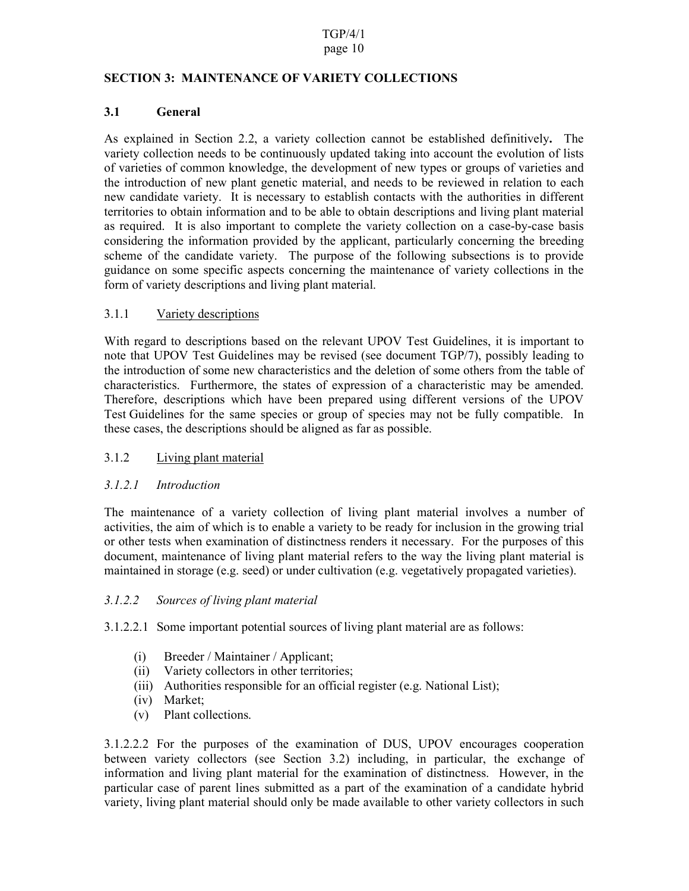## SECTION 3: MAINTENANCE OF VARIETY COLLECTIONS

### 3.1 General

As explained in Section 2.2, a variety collection cannot be established definitively**.** The variety collection needs to be continuously updated taking into account the evolution of lists of varieties of common knowledge, the development of new types or groups of varieties and the introduction of new plant genetic material, and needs to be reviewed in relation to each new candidate variety. It is necessary to establish contacts with the authorities in different territories to obtain information and to be able to obtain descriptions and living plant material as required. It is also important to complete the variety collection on a case-by-case basis considering the information provided by the applicant, particularly concerning the breeding scheme of the candidate variety. The purpose of the following subsections is to provide guidance on some specific aspects concerning the maintenance of variety collections in the form of variety descriptions and living plant material.

#### 3.1.1 Variety descriptions

With regard to descriptions based on the relevant UPOV Test Guidelines, it is important to note that UPOV Test Guidelines may be revised (see document TGP/7), possibly leading to the introduction of some new characteristics and the deletion of some others from the table of characteristics. Furthermore, the states of expression of a characteristic may be amended. Therefore, descriptions which have been prepared using different versions of the UPOV Test Guidelines for the same species or group of species may not be fully compatible. In these cases, the descriptions should be aligned as far as possible.

#### 3.1.2 Living plant material

##### *3.1.2.1 Introduction*

The maintenance of a variety collection of living plant material involves a number of activities, the aim of which is to enable a variety to be ready for inclusion in the growing trial or other tests when examination of distinctness renders it necessary. For the purposes of this document, maintenance of living plant material refers to the way the living plant material is maintained in storage (e.g. seed) or under cultivation (e.g. vegetatively propagated varieties).

##### *3.1.2.2 Sources of living plant material*

3.1.2.2.1 Some important potential sources of living plant material are as follows:

(i) Breeder / Maintainer / Applicant;
(ii) Variety collectors in other territories;
(iii) Authorities responsible for an official register (e.g. National List);
(iv) Market;
(v) Plant collections.

3.1.2.2.2 For the purposes of the examination of DUS, UPOV encourages cooperation between variety collectors (see Section 3.2) including, in particular, the exchange of information and living plant material for the examination of distinctness. However, in the particular case of parent lines submitted as a part of the examination of a candidate hybrid variety, living plant material should only be made available to other variety collectors in such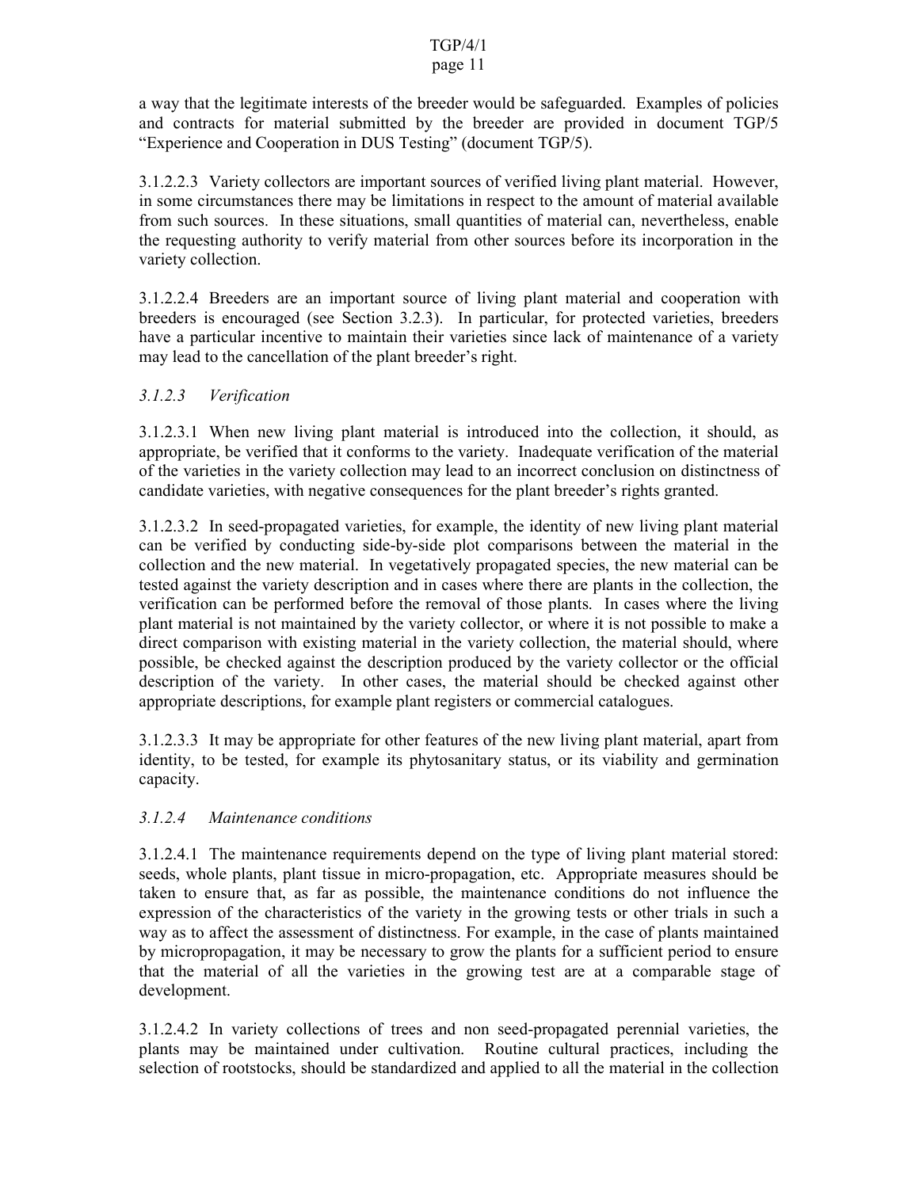a way that the legitimate interests of the breeder would be safeguarded. Examples of policies and contracts for material submitted by the breeder are provided in document TGP/5 "Experience and Cooperation in DUS Testing" (document TGP/5).

3.1.2.2.3 Variety collectors are important sources of verified living plant material. However, in some circumstances there may be limitations in respect to the amount of material available from such sources. In these situations, small quantities of material can, nevertheless, enable the requesting authority to verify material from other sources before its incorporation in the variety collection.

3.1.2.2.4 Breeders are an important source of living plant material and cooperation with breeders is encouraged (see Section 3.2.3). In particular, for protected varieties, breeders have a particular incentive to maintain their varieties since lack of maintenance of a variety may lead to the cancellation of the plant breeder's right.

#### *3.1.2.3 Verification*

3.1.2.3.1 When new living plant material is introduced into the collection, it should, as appropriate, be verified that it conforms to the variety. Inadequate verification of the material of the varieties in the variety collection may lead to an incorrect conclusion on distinctness of candidate varieties, with negative consequences for the plant breeder's rights granted.

3.1.2.3.2 In seed-propagated varieties, for example, the identity of new living plant material can be verified by conducting side-by-side plot comparisons between the material in the collection and the new material. In vegetatively propagated species, the new material can be tested against the variety description and in cases where there are plants in the collection, the verification can be performed before the removal of those plants. In cases where the living plant material is not maintained by the variety collector, or where it is not possible to make a direct comparison with existing material in the variety collection, the material should, where possible, be checked against the description produced by the variety collector or the official description of the variety. In other cases, the material should be checked against other appropriate descriptions, for example plant registers or commercial catalogues.

3.1.2.3.3 It may be appropriate for other features of the new living plant material, apart from identity, to be tested, for example its phytosanitary status, or its viability and germination capacity.

#### *3.1.2.4 Maintenance conditions*

3.1.2.4.1 The maintenance requirements depend on the type of living plant material stored: seeds, whole plants, plant tissue in micro-propagation, etc. Appropriate measures should be taken to ensure that, as far as possible, the maintenance conditions do not influence the expression of the characteristics of the variety in the growing tests or other trials in such a way as to affect the assessment of distinctness. For example, in the case of plants maintained by micropropagation, it may be necessary to grow the plants for a sufficient period to ensure that the material of all the varieties in the growing test are at a comparable stage of development.

3.1.2.4.2 In variety collections of trees and non seed-propagated perennial varieties, the plants may be maintained under cultivation. Routine cultural practices, including the selection of rootstocks, should be standardized and applied to all the material in the collection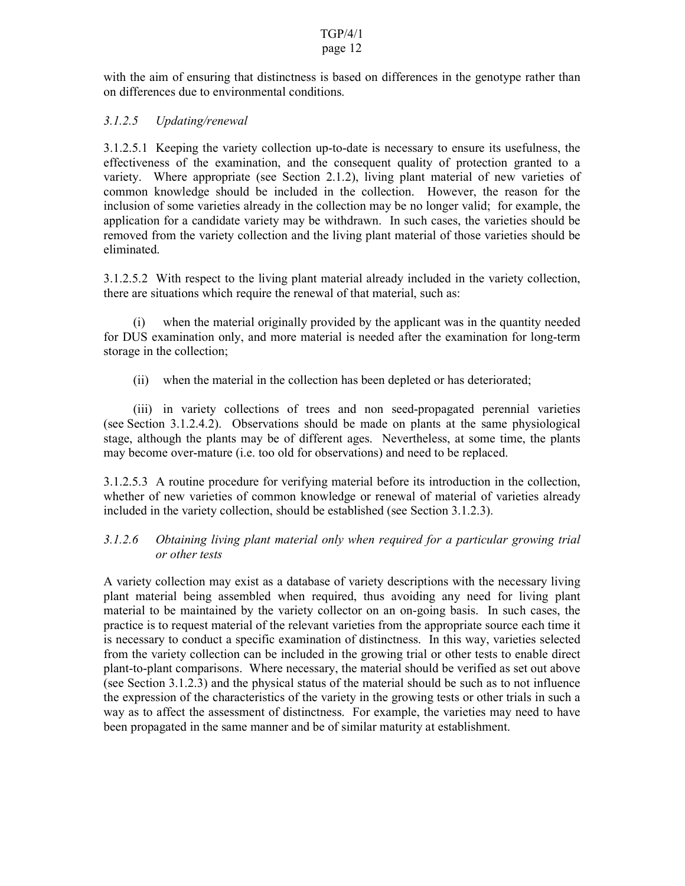with the aim of ensuring that distinctness is based on differences in the genotype rather than on differences due to environmental conditions.

#### *3.1.2.5 Updating/renewal*

3.1.2.5.1 Keeping the variety collection up-to-date is necessary to ensure its usefulness, the effectiveness of the examination, and the consequent quality of protection granted to a variety. Where appropriate (see Section 2.1.2), living plant material of new varieties of common knowledge should be included in the collection. However, the reason for the inclusion of some varieties already in the collection may be no longer valid; for example, the application for a candidate variety may be withdrawn. In such cases, the varieties should be removed from the variety collection and the living plant material of those varieties should be eliminated.

3.1.2.5.2 With respect to the living plant material already included in the variety collection, there are situations which require the renewal of that material, such as:

(i) when the material originally provided by the applicant was in the quantity needed for DUS examination only, and more material is needed after the examination for long-term storage in the collection;

(ii) when the material in the collection has been depleted or has deteriorated;

(iii) in variety collections of trees and non seed-propagated perennial varieties (see Section 3.1.2.4.2). Observations should be made on plants at the same physiological stage, although the plants may be of different ages. Nevertheless, at some time, the plants may become over-mature (i.e. too old for observations) and need to be replaced.

3.1.2.5.3 A routine procedure for verifying material before its introduction in the collection, whether of new varieties of common knowledge or renewal of material of varieties already included in the variety collection, should be established (see Section 3.1.2.3).

#### *3.1.2.6 Obtaining living plant material only when required for a particular growing trial or other tests*

A variety collection may exist as a database of variety descriptions with the necessary living plant material being assembled when required, thus avoiding any need for living plant material to be maintained by the variety collector on an on-going basis. In such cases, the practice is to request material of the relevant varieties from the appropriate source each time it is necessary to conduct a specific examination of distinctness. In this way, varieties selected from the variety collection can be included in the growing trial or other tests to enable direct plant-to-plant comparisons. Where necessary, the material should be verified as set out above (see Section 3.1.2.3) and the physical status of the material should be such as to not influence the expression of the characteristics of the variety in the growing tests or other trials in such a way as to affect the assessment of distinctness. For example, the varieties may need to have been propagated in the same manner and be of similar maturity at establishment.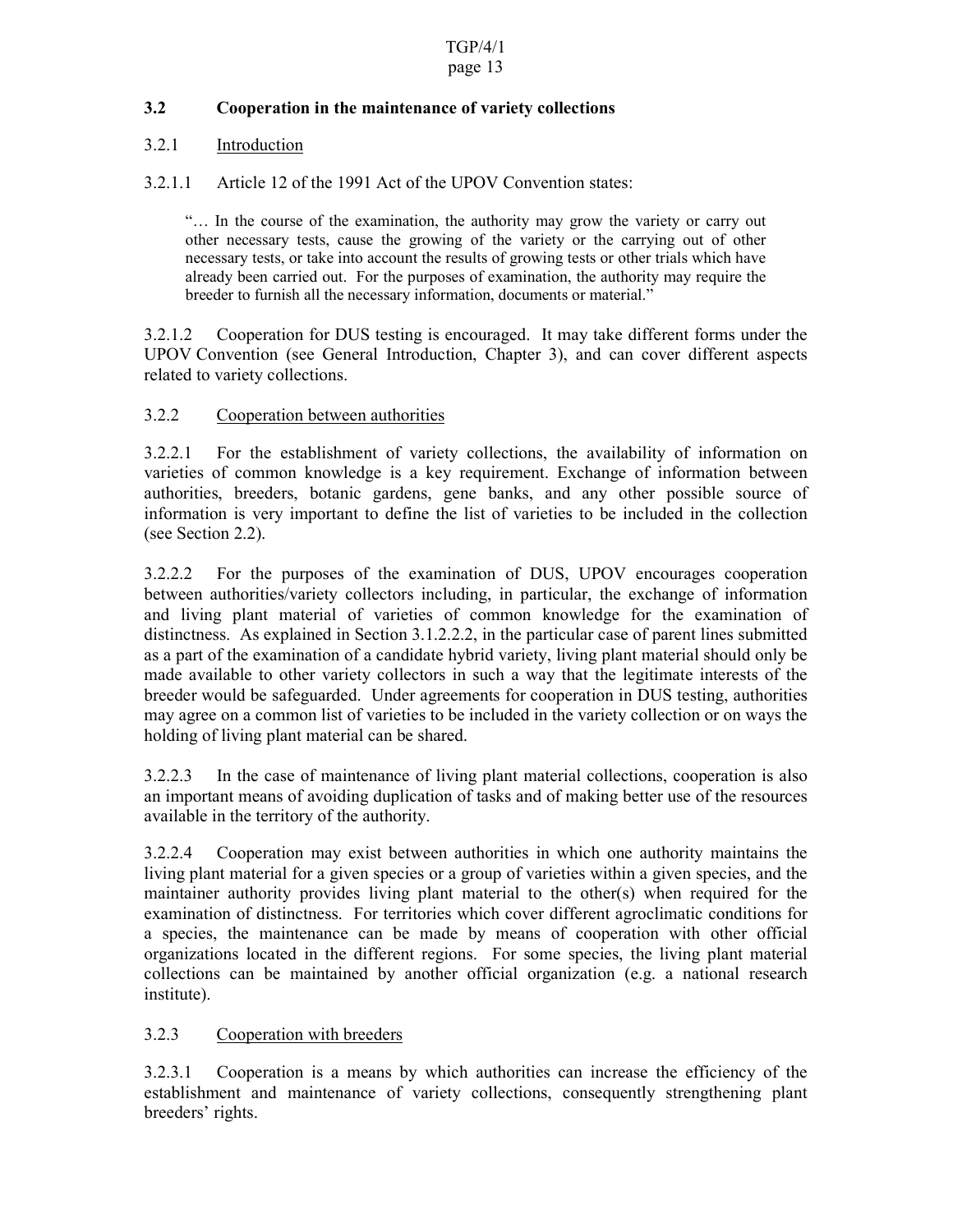### 3.2 Cooperation in the maintenance of variety collections

#### 3.2.1 Introduction

3.2.1.1 Article 12 of the 1991 Act of the UPOV Convention states:

> "… In the course of the examination, the authority may grow the variety or carry out other necessary tests, cause the growing of the variety or the carrying out of other necessary tests, or take into account the results of growing tests or other trials which have already been carried out. For the purposes of examination, the authority may require the breeder to furnish all the necessary information, documents or material."

3.2.1.2 Cooperation for DUS testing is encouraged. It may take different forms under the UPOV Convention (see General Introduction, Chapter 3), and can cover different aspects related to variety collections.

#### 3.2.2 Cooperation between authorities

3.2.2.1 For the establishment of variety collections, the availability of information on varieties of common knowledge is a key requirement. Exchange of information between authorities, breeders, botanic gardens, gene banks, and any other possible source of information is very important to define the list of varieties to be included in the collection (see Section 2.2).

3.2.2.2 For the purposes of the examination of DUS, UPOV encourages cooperation between authorities/variety collectors including, in particular, the exchange of information and living plant material of varieties of common knowledge for the examination of distinctness. As explained in Section 3.1.2.2.2, in the particular case of parent lines submitted as a part of the examination of a candidate hybrid variety, living plant material should only be made available to other variety collectors in such a way that the legitimate interests of the breeder would be safeguarded. Under agreements for cooperation in DUS testing, authorities may agree on a common list of varieties to be included in the variety collection or on ways the holding of living plant material can be shared.

3.2.2.3 In the case of maintenance of living plant material collections, cooperation is also an important means of avoiding duplication of tasks and of making better use of the resources available in the territory of the authority.

3.2.2.4 Cooperation may exist between authorities in which one authority maintains the living plant material for a given species or a group of varieties within a given species, and the maintainer authority provides living plant material to the other(s) when required for the examination of distinctness. For territories which cover different agroclimatic conditions for a species, the maintenance can be made by means of cooperation with other official organizations located in the different regions. For some species, the living plant material collections can be maintained by another official organization (e.g. a national research institute).

#### 3.2.3 Cooperation with breeders

3.2.3.1 Cooperation is a means by which authorities can increase the efficiency of the establishment and maintenance of variety collections, consequently strengthening plant breeders' rights.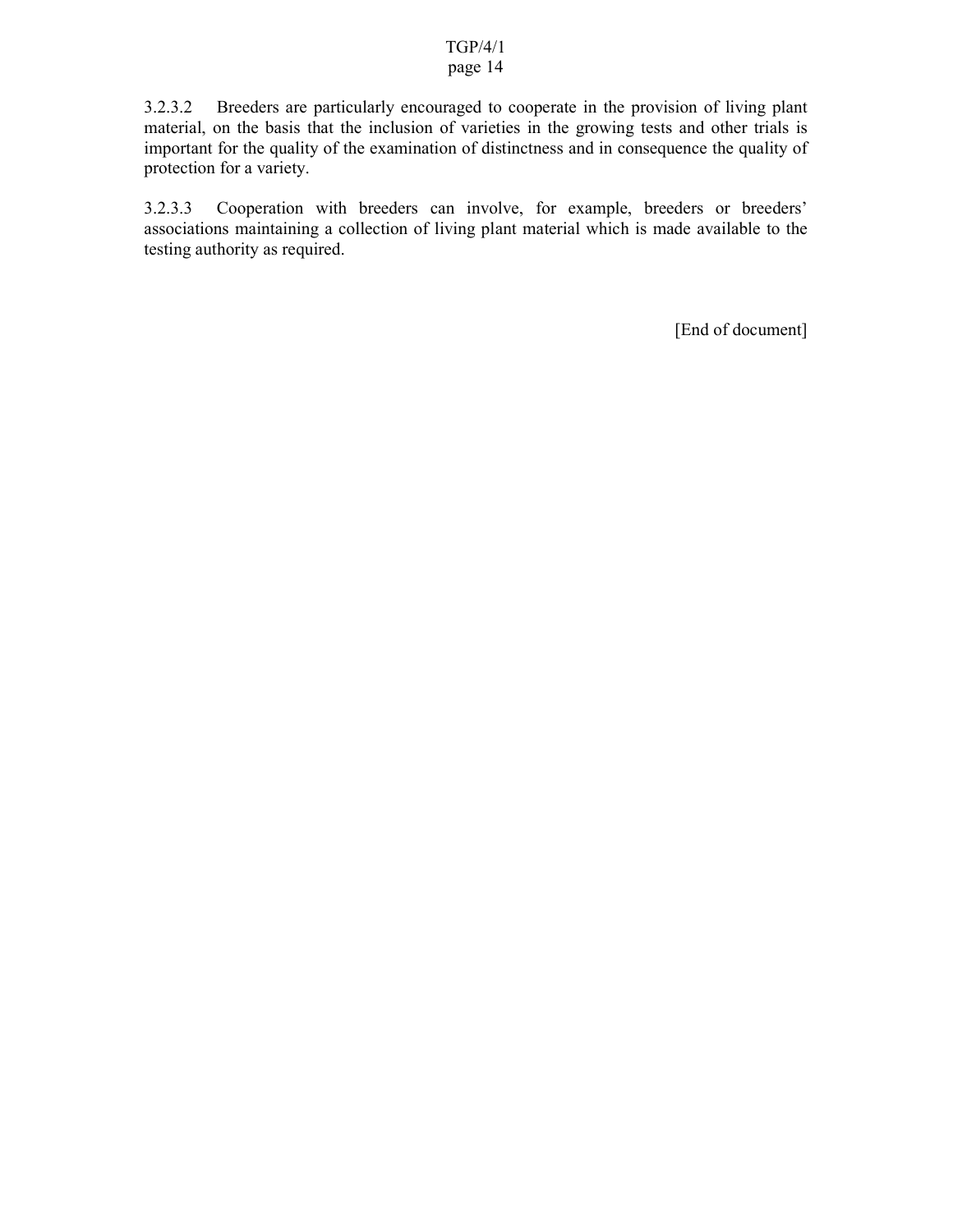3.2.3.2 Breeders are particularly encouraged to cooperate in the provision of living plant material, on the basis that the inclusion of varieties in the growing tests and other trials is important for the quality of the examination of distinctness and in consequence the quality of protection for a variety.

3.2.3.3 Cooperation with breeders can involve, for example, breeders or breeders' associations maintaining a collection of living plant material which is made available to the testing authority as required.

[End of document]